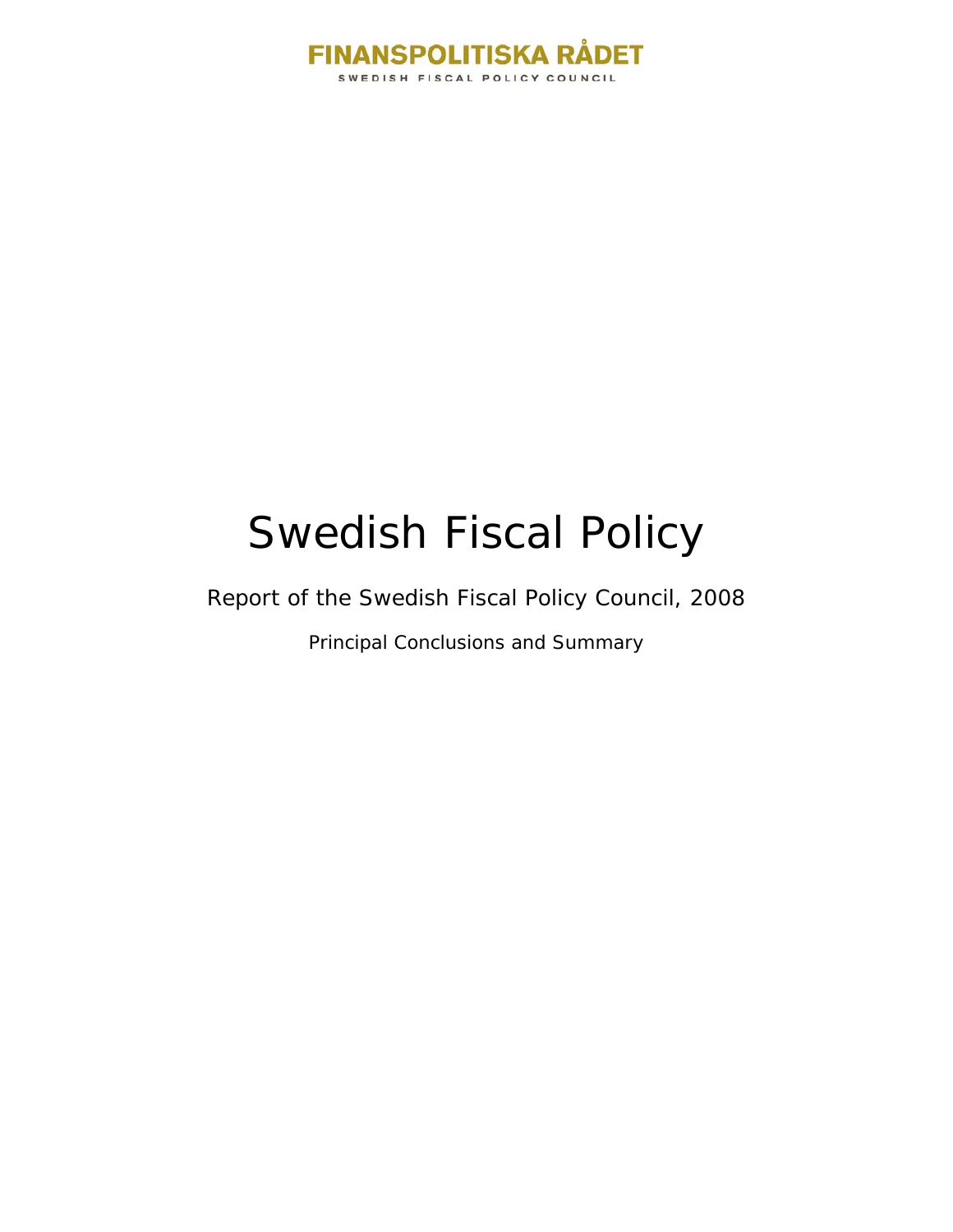FINANSPOLITISKA RÅDET

SWEDISH FISCAL POLICY COUNCIL

# Swedish Fiscal Policy

## Report of the Swedish Fiscal Policy Council, 2008

### Principal Conclusions and Summary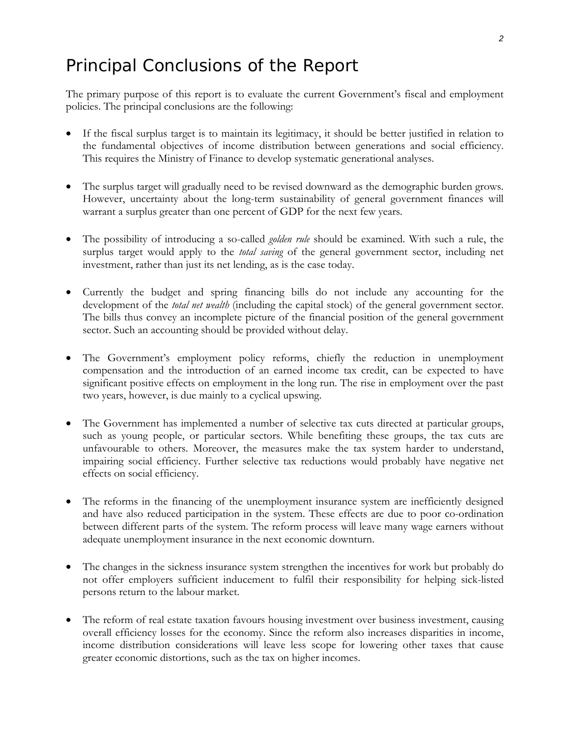# Principal Conclusions of the Report

The primary purpose of this report is to evaluate the current Government's fiscal and employment policies. The principal conclusions are the following:

- If the fiscal surplus target is to maintain its legitimacy, it should be better justified in relation to the fundamental objectives of income distribution between generations and social efficiency. This requires the Ministry of Finance to develop systematic generational analyses.

- The surplus target will gradually need to be revised downward as the demographic burden grows. However, uncertainty about the long-term sustainability of general government finances will warrant a surplus greater than one percent of GDP for the next few years.

- The possibility of introducing a so-called *golden rule* should be examined. With such a rule, the surplus target would apply to the *total saving* of the general government sector, including net investment, rather than just its net lending, as is the case today.

- Currently the budget and spring financing bills do not include any accounting for the development of the *total net wealth* (including the capital stock) of the general government sector. The bills thus convey an incomplete picture of the financial position of the general government sector. Such an accounting should be provided without delay.

- The Government's employment policy reforms, chiefly the reduction in unemployment compensation and the introduction of an earned income tax credit, can be expected to have significant positive effects on employment in the long run. The rise in employment over the past two years, however, is due mainly to a cyclical upswing.

- The Government has implemented a number of selective tax cuts directed at particular groups, such as young people, or particular sectors. While benefiting these groups, the tax cuts are unfavourable to others. Moreover, the measures make the tax system harder to understand, impairing social efficiency. Further selective tax reductions would probably have negative net effects on social efficiency.

- The reforms in the financing of the unemployment insurance system are inefficiently designed and have also reduced participation in the system. These effects are due to poor co-ordination between different parts of the system. The reform process will leave many wage earners without adequate unemployment insurance in the next economic downturn.

- The changes in the sickness insurance system strengthen the incentives for work but probably do not offer employers sufficient inducement to fulfil their responsibility for helping sick-listed persons return to the labour market.

- The reform of real estate taxation favours housing investment over business investment, causing overall efficiency losses for the economy. Since the reform also increases disparities in income, income distribution considerations will leave less scope for lowering other taxes that cause greater economic distortions, such as the tax on higher incomes.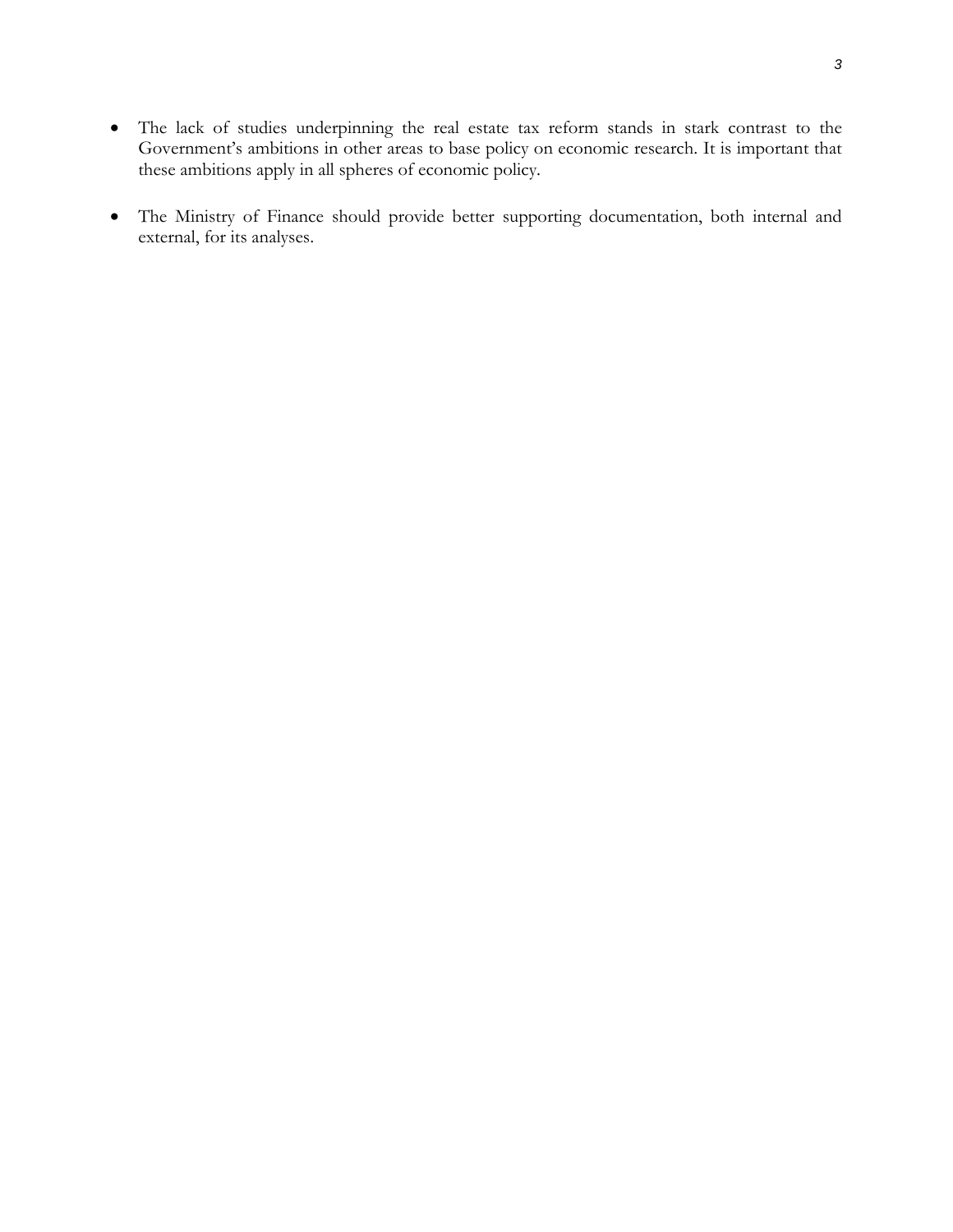- The lack of studies underpinning the real estate tax reform stands in stark contrast to the Government's ambitions in other areas to base policy on economic research. It is important that these ambitions apply in all spheres of economic policy.

- The Ministry of Finance should provide better supporting documentation, both internal and external, for its analyses.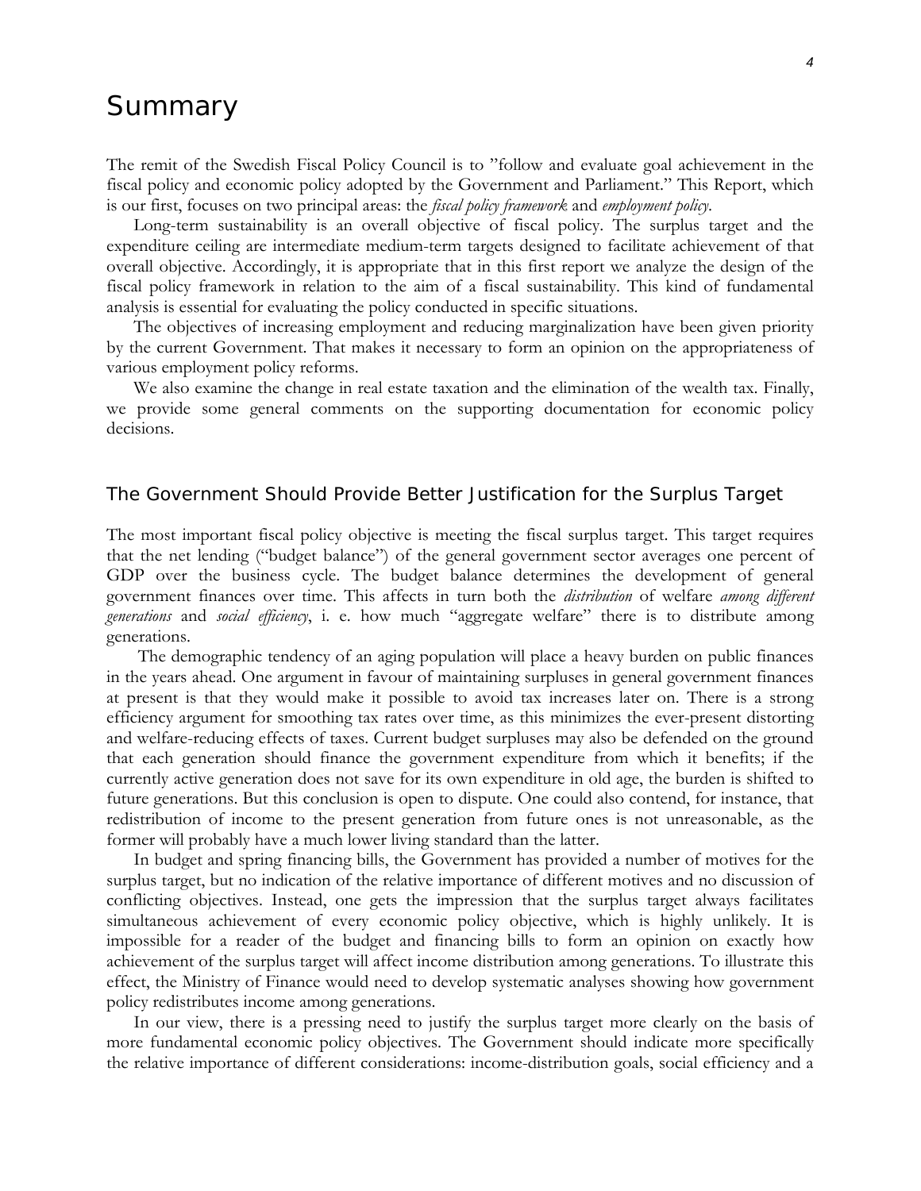# Summary

The remit of the Swedish Fiscal Policy Council is to "follow and evaluate goal achievement in the fiscal policy and economic policy adopted by the Government and Parliament." This Report, which is our first, focuses on two principal areas: the *fiscal policy framework* and *employment policy*.

Long-term sustainability is an overall objective of fiscal policy. The surplus target and the expenditure ceiling are intermediate medium-term targets designed to facilitate achievement of that overall objective. Accordingly, it is appropriate that in this first report we analyze the design of the fiscal policy framework in relation to the aim of a fiscal sustainability. This kind of fundamental analysis is essential for evaluating the policy conducted in specific situations.

The objectives of increasing employment and reducing marginalization have been given priority by the current Government. That makes it necessary to form an opinion on the appropriateness of various employment policy reforms.

We also examine the change in real estate taxation and the elimination of the wealth tax. Finally, we provide some general comments on the supporting documentation for economic policy decisions.

## The Government Should Provide Better Justification for the Surplus Target

The most important fiscal policy objective is meeting the fiscal surplus target. This target requires that the net lending ("budget balance") of the general government sector averages one percent of GDP over the business cycle. The budget balance determines the development of general government finances over time. This affects in turn both the *distribution* of welfare *among different generations* and *social efficiency*, i. e. how much "aggregate welfare" there is to distribute among generations.

The demographic tendency of an aging population will place a heavy burden on public finances in the years ahead. One argument in favour of maintaining surpluses in general government finances at present is that they would make it possible to avoid tax increases later on. There is a strong efficiency argument for smoothing tax rates over time, as this minimizes the ever-present distorting and welfare-reducing effects of taxes. Current budget surpluses may also be defended on the ground that each generation should finance the government expenditure from which it benefits; if the currently active generation does not save for its own expenditure in old age, the burden is shifted to future generations. But this conclusion is open to dispute. One could also contend, for instance, that redistribution of income to the present generation from future ones is not unreasonable, as the former will probably have a much lower living standard than the latter.

In budget and spring financing bills, the Government has provided a number of motives for the surplus target, but no indication of the relative importance of different motives and no discussion of conflicting objectives. Instead, one gets the impression that the surplus target always facilitates simultaneous achievement of every economic policy objective, which is highly unlikely. It is impossible for a reader of the budget and financing bills to form an opinion on exactly how achievement of the surplus target will affect income distribution among generations. To illustrate this effect, the Ministry of Finance would need to develop systematic analyses showing how government policy redistributes income among generations.

In our view, there is a pressing need to justify the surplus target more clearly on the basis of more fundamental economic policy objectives. The Government should indicate more specifically the relative importance of different considerations: income-distribution goals, social efficiency and a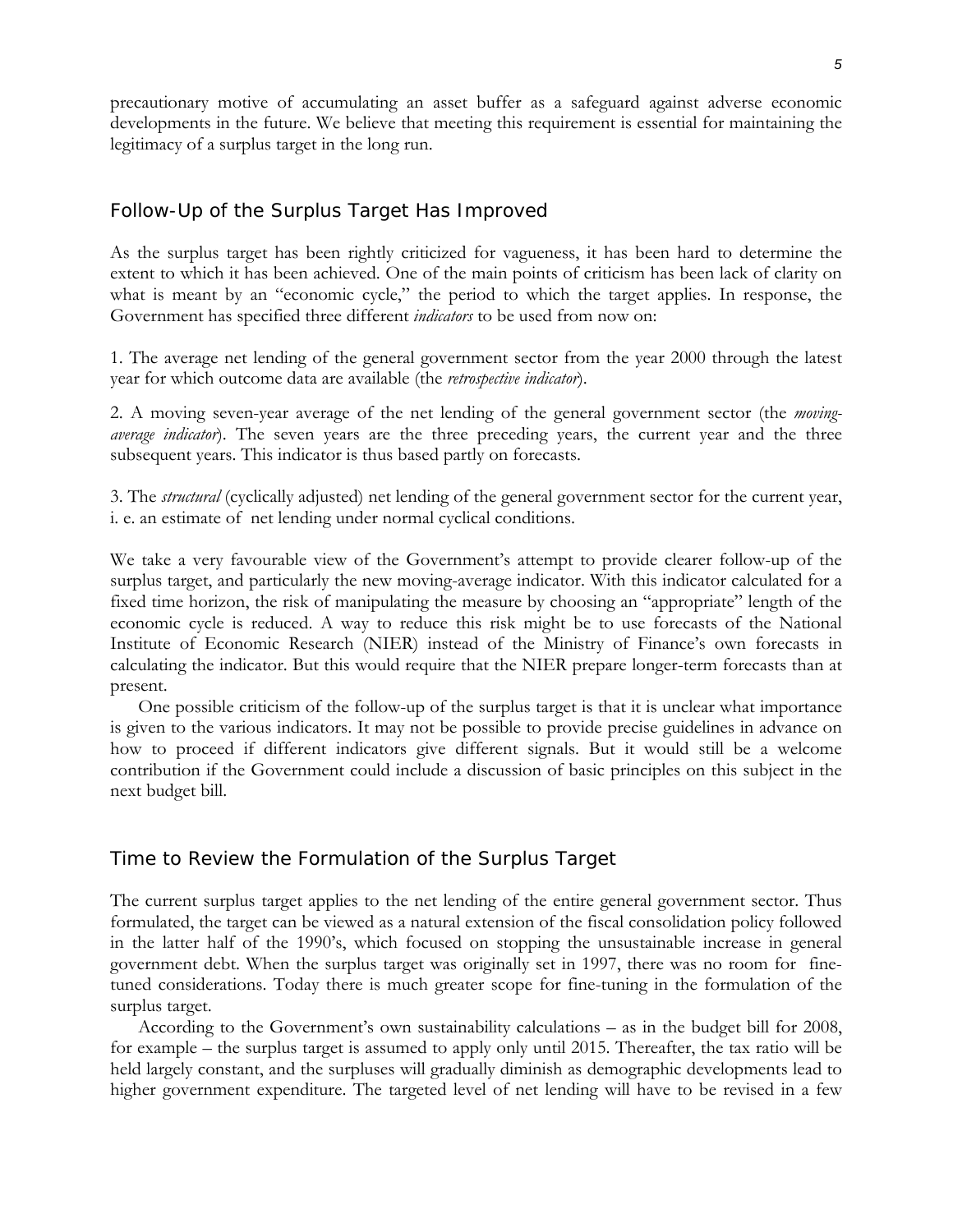precautionary motive of accumulating an asset buffer as a safeguard against adverse economic developments in the future. We believe that meeting this requirement is essential for maintaining the legitimacy of a surplus target in the long run.

## Follow-Up of the Surplus Target Has Improved

As the surplus target has been rightly criticized for vagueness, it has been hard to determine the extent to which it has been achieved. One of the main points of criticism has been lack of clarity on what is meant by an "economic cycle," the period to which the target applies. In response, the Government has specified three different *indicators* to be used from now on:

1. The average net lending of the general government sector from the year 2000 through the latest year for which outcome data are available (the *retrospective indicator*).

2. A moving seven-year average of the net lending of the general government sector (the *moving-average indicator*). The seven years are the three preceding years, the current year and the three subsequent years. This indicator is thus based partly on forecasts.

3. The *structural* (cyclically adjusted) net lending of the general government sector for the current year, i. e. an estimate of net lending under normal cyclical conditions.

We take a very favourable view of the Government's attempt to provide clearer follow-up of the surplus target, and particularly the new moving-average indicator. With this indicator calculated for a fixed time horizon, the risk of manipulating the measure by choosing an "appropriate" length of the economic cycle is reduced. A way to reduce this risk might be to use forecasts of the National Institute of Economic Research (NIER) instead of the Ministry of Finance's own forecasts in calculating the indicator. But this would require that the NIER prepare longer-term forecasts than at present.

One possible criticism of the follow-up of the surplus target is that it is unclear what importance is given to the various indicators. It may not be possible to provide precise guidelines in advance on how to proceed if different indicators give different signals. But it would still be a welcome contribution if the Government could include a discussion of basic principles on this subject in the next budget bill.

## Time to Review the Formulation of the Surplus Target

The current surplus target applies to the net lending of the entire general government sector. Thus formulated, the target can be viewed as a natural extension of the fiscal consolidation policy followed in the latter half of the 1990's, which focused on stopping the unsustainable increase in general government debt. When the surplus target was originally set in 1997, there was no room for fine-tuned considerations. Today there is much greater scope for fine-tuning in the formulation of the surplus target.

According to the Government's own sustainability calculations – as in the budget bill for 2008, for example – the surplus target is assumed to apply only until 2015. Thereafter, the tax ratio will be held largely constant, and the surpluses will gradually diminish as demographic developments lead to higher government expenditure. The targeted level of net lending will have to be revised in a few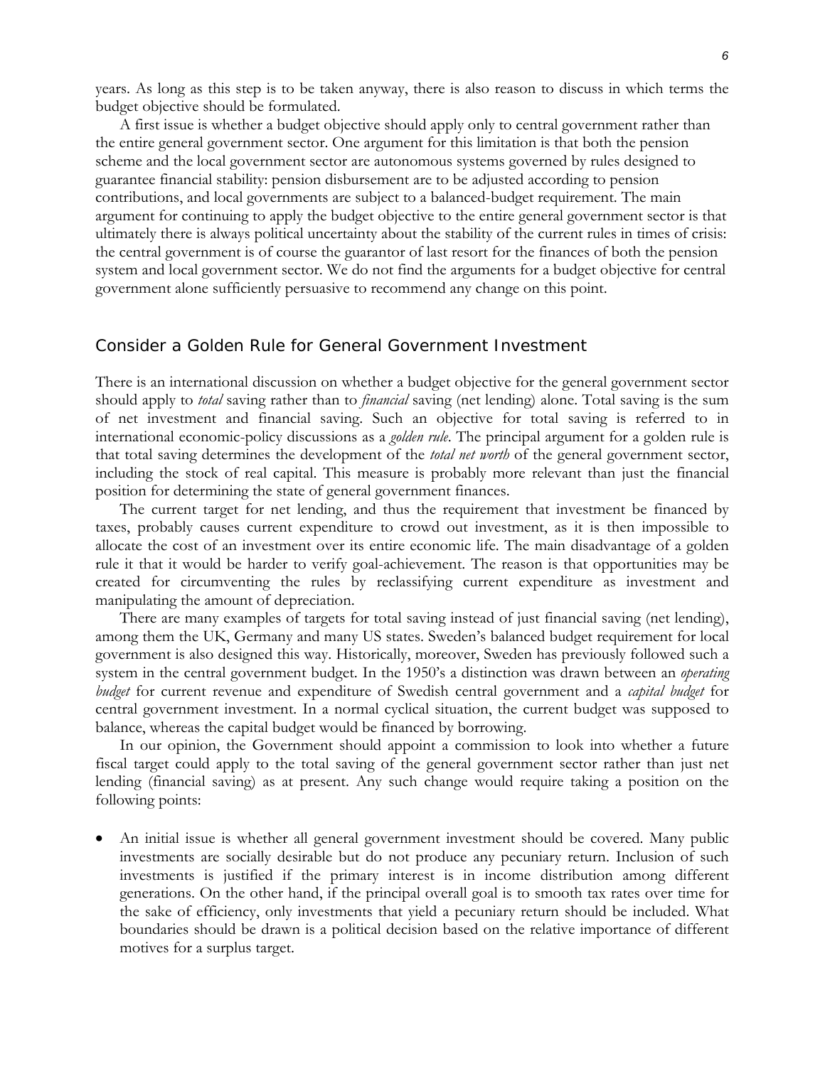years. As long as this step is to be taken anyway, there is also reason to discuss in which terms the budget objective should be formulated.

A first issue is whether a budget objective should apply only to central government rather than the entire general government sector. One argument for this limitation is that both the pension scheme and the local government sector are autonomous systems governed by rules designed to guarantee financial stability: pension disbursement are to be adjusted according to pension contributions, and local governments are subject to a balanced-budget requirement. The main argument for continuing to apply the budget objective to the entire general government sector is that ultimately there is always political uncertainty about the stability of the current rules in times of crisis: the central government is of course the guarantor of last resort for the finances of both the pension system and local government sector. We do not find the arguments for a budget objective for central government alone sufficiently persuasive to recommend any change on this point.

## Consider a Golden Rule for General Government Investment

There is an international discussion on whether a budget objective for the general government sector should apply to *total* saving rather than to *financial* saving (net lending) alone. Total saving is the sum of net investment and financial saving. Such an objective for total saving is referred to in international economic-policy discussions as a *golden rule*. The principal argument for a golden rule is that total saving determines the development of the *total net worth* of the general government sector, including the stock of real capital. This measure is probably more relevant than just the financial position for determining the state of general government finances.

The current target for net lending, and thus the requirement that investment be financed by taxes, probably causes current expenditure to crowd out investment, as it is then impossible to allocate the cost of an investment over its entire economic life. The main disadvantage of a golden rule it that it would be harder to verify goal-achievement. The reason is that opportunities may be created for circumventing the rules by reclassifying current expenditure as investment and manipulating the amount of depreciation.

There are many examples of targets for total saving instead of just financial saving (net lending), among them the UK, Germany and many US states. Sweden's balanced budget requirement for local government is also designed this way. Historically, moreover, Sweden has previously followed such a system in the central government budget. In the 1950's a distinction was drawn between an *operating budget* for current revenue and expenditure of Swedish central government and a *capital budget* for central government investment. In a normal cyclical situation, the current budget was supposed to balance, whereas the capital budget would be financed by borrowing.

In our opinion, the Government should appoint a commission to look into whether a future fiscal target could apply to the total saving of the general government sector rather than just net lending (financial saving) as at present. Any such change would require taking a position on the following points:

- An initial issue is whether all general government investment should be covered. Many public investments are socially desirable but do not produce any pecuniary return. Inclusion of such investments is justified if the primary interest is in income distribution among different generations. On the other hand, if the principal overall goal is to smooth tax rates over time for the sake of efficiency, only investments that yield a pecuniary return should be included. What boundaries should be drawn is a political decision based on the relative importance of different motives for a surplus target.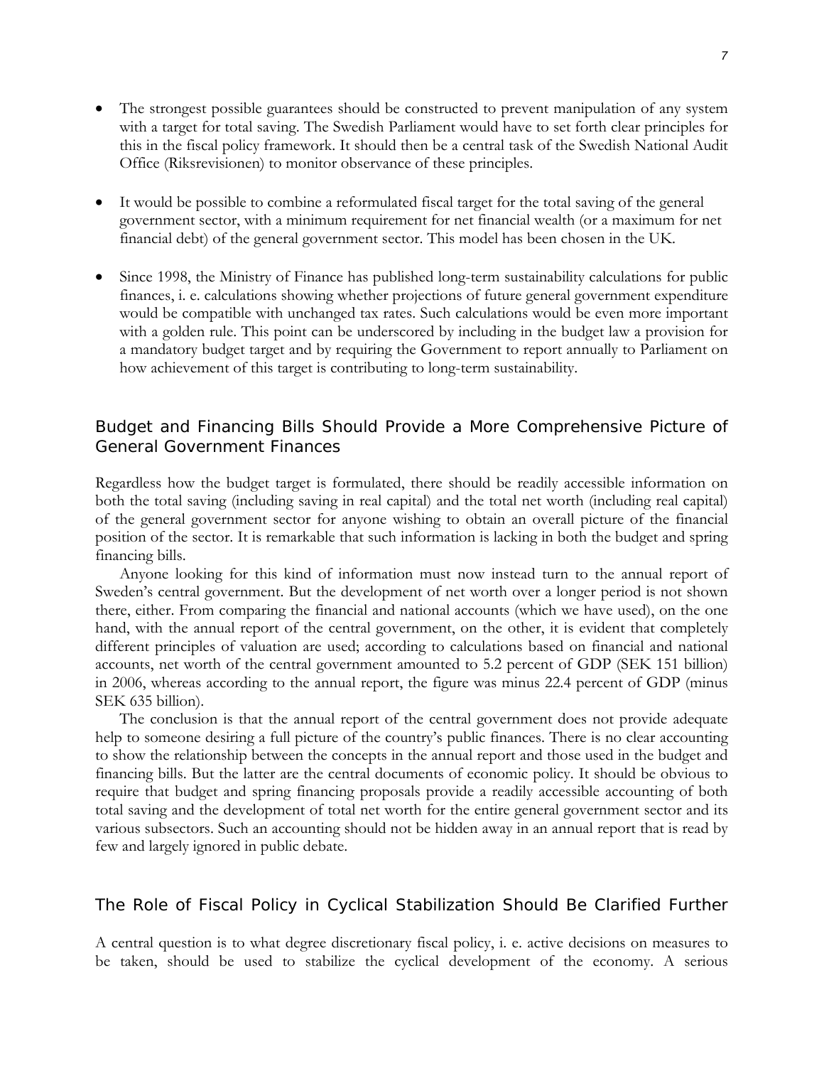- The strongest possible guarantees should be constructed to prevent manipulation of any system with a target for total saving. The Swedish Parliament would have to set forth clear principles for this in the fiscal policy framework. It should then be a central task of the Swedish National Audit Office (Riksrevisionen) to monitor observance of these principles.

- It would be possible to combine a reformulated fiscal target for the total saving of the general government sector, with a minimum requirement for net financial wealth (or a maximum for net financial debt) of the general government sector. This model has been chosen in the UK.

- Since 1998, the Ministry of Finance has published long-term sustainability calculations for public finances, i. e. calculations showing whether projections of future general government expenditure would be compatible with unchanged tax rates. Such calculations would be even more important with a golden rule. This point can be underscored by including in the budget law a provision for a mandatory budget target and by requiring the Government to report annually to Parliament on how achievement of this target is contributing to long-term sustainability.

## Budget and Financing Bills Should Provide a More Comprehensive Picture of General Government Finances

Regardless how the budget target is formulated, there should be readily accessible information on both the total saving (including saving in real capital) and the total net worth (including real capital) of the general government sector for anyone wishing to obtain an overall picture of the financial position of the sector. It is remarkable that such information is lacking in both the budget and spring financing bills.

Anyone looking for this kind of information must now instead turn to the annual report of Sweden's central government. But the development of net worth over a longer period is not shown there, either. From comparing the financial and national accounts (which we have used), on the one hand, with the annual report of the central government, on the other, it is evident that completely different principles of valuation are used; according to calculations based on financial and national accounts, net worth of the central government amounted to 5.2 percent of GDP (SEK 151 billion) in 2006, whereas according to the annual report, the figure was minus 22.4 percent of GDP (minus SEK 635 billion).

The conclusion is that the annual report of the central government does not provide adequate help to someone desiring a full picture of the country's public finances. There is no clear accounting to show the relationship between the concepts in the annual report and those used in the budget and financing bills. But the latter are the central documents of economic policy. It should be obvious to require that budget and spring financing proposals provide a readily accessible accounting of both total saving and the development of total net worth for the entire general government sector and its various subsectors. Such an accounting should not be hidden away in an annual report that is read by few and largely ignored in public debate.

## The Role of Fiscal Policy in Cyclical Stabilization Should Be Clarified Further

A central question is to what degree discretionary fiscal policy, i. e. active decisions on measures to be taken, should be used to stabilize the cyclical development of the economy. A serious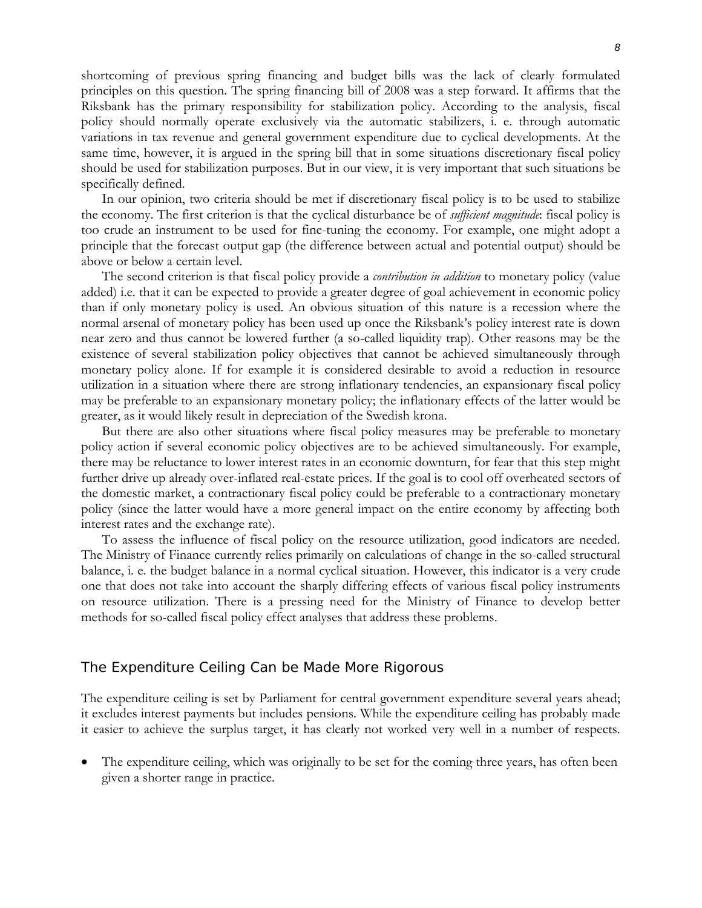shortcoming of previous spring financing and budget bills was the lack of clearly formulated principles on this question. The spring financing bill of 2008 was a step forward. It affirms that the Riksbank has the primary responsibility for stabilization policy. According to the analysis, fiscal policy should normally operate exclusively via the automatic stabilizers, i. e. through automatic variations in tax revenue and general government expenditure due to cyclical developments. At the same time, however, it is argued in the spring bill that in some situations discretionary fiscal policy should be used for stabilization purposes. But in our view, it is very important that such situations be specifically defined.

In our opinion, two criteria should be met if discretionary fiscal policy is to be used to stabilize the economy. The first criterion is that the cyclical disturbance be of *sufficient magnitude*: fiscal policy is too crude an instrument to be used for fine-tuning the economy. For example, one might adopt a principle that the forecast output gap (the difference between actual and potential output) should be above or below a certain level.

The second criterion is that fiscal policy provide a *contribution in addition* to monetary policy (value added) i.e. that it can be expected to provide a greater degree of goal achievement in economic policy than if only monetary policy is used. An obvious situation of this nature is a recession where the normal arsenal of monetary policy has been used up once the Riksbank's policy interest rate is down near zero and thus cannot be lowered further (a so-called liquidity trap). Other reasons may be the existence of several stabilization policy objectives that cannot be achieved simultaneously through monetary policy alone. If for example it is considered desirable to avoid a reduction in resource utilization in a situation where there are strong inflationary tendencies, an expansionary fiscal policy may be preferable to an expansionary monetary policy; the inflationary effects of the latter would be greater, as it would likely result in depreciation of the Swedish krona.

But there are also other situations where fiscal policy measures may be preferable to monetary policy action if several economic policy objectives are to be achieved simultaneously. For example, there may be reluctance to lower interest rates in an economic downturn, for fear that this step might further drive up already over-inflated real-estate prices. If the goal is to cool off overheated sectors of the domestic market, a contractionary fiscal policy could be preferable to a contractionary monetary policy (since the latter would have a more general impact on the entire economy by affecting both interest rates and the exchange rate).

To assess the influence of fiscal policy on the resource utilization, good indicators are needed. The Ministry of Finance currently relies primarily on calculations of change in the so-called structural balance, i. e. the budget balance in a normal cyclical situation. However, this indicator is a very crude one that does not take into account the sharply differing effects of various fiscal policy instruments on resource utilization. There is a pressing need for the Ministry of Finance to develop better methods for so-called fiscal policy effect analyses that address these problems.

## The Expenditure Ceiling Can be Made More Rigorous

The expenditure ceiling is set by Parliament for central government expenditure several years ahead; it excludes interest payments but includes pensions. While the expenditure ceiling has probably made it easier to achieve the surplus target, it has clearly not worked very well in a number of respects.

- The expenditure ceiling, which was originally to be set for the coming three years, has often been given a shorter range in practice.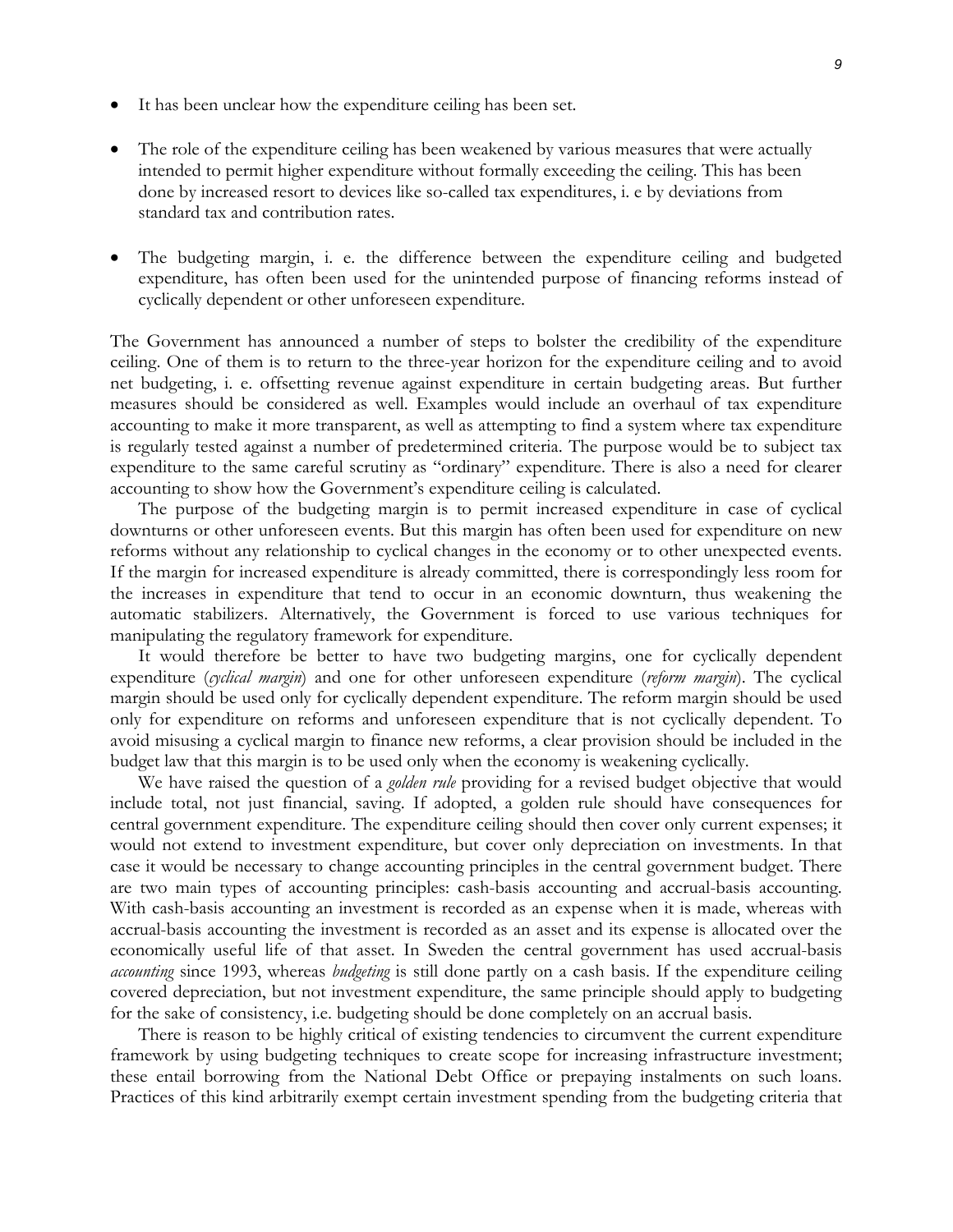- It has been unclear how the expenditure ceiling has been set.

- The role of the expenditure ceiling has been weakened by various measures that were actually intended to permit higher expenditure without formally exceeding the ceiling. This has been done by increased resort to devices like so-called tax expenditures, i. e by deviations from standard tax and contribution rates.

- The budgeting margin, i. e. the difference between the expenditure ceiling and budgeted expenditure, has often been used for the unintended purpose of financing reforms instead of cyclically dependent or other unforeseen expenditure.

The Government has announced a number of steps to bolster the credibility of the expenditure ceiling. One of them is to return to the three-year horizon for the expenditure ceiling and to avoid net budgeting, i. e. offsetting revenue against expenditure in certain budgeting areas. But further measures should be considered as well. Examples would include an overhaul of tax expenditure accounting to make it more transparent, as well as attempting to find a system where tax expenditure is regularly tested against a number of predetermined criteria. The purpose would be to subject tax expenditure to the same careful scrutiny as "ordinary" expenditure. There is also a need for clearer accounting to show how the Government's expenditure ceiling is calculated.

The purpose of the budgeting margin is to permit increased expenditure in case of cyclical downturns or other unforeseen events. But this margin has often been used for expenditure on new reforms without any relationship to cyclical changes in the economy or to other unexpected events. If the margin for increased expenditure is already committed, there is correspondingly less room for the increases in expenditure that tend to occur in an economic downturn, thus weakening the automatic stabilizers. Alternatively, the Government is forced to use various techniques for manipulating the regulatory framework for expenditure.

It would therefore be better to have two budgeting margins, one for cyclically dependent expenditure (*cyclical margin*) and one for other unforeseen expenditure (*reform margin*). The cyclical margin should be used only for cyclically dependent expenditure. The reform margin should be used only for expenditure on reforms and unforeseen expenditure that is not cyclically dependent. To avoid misusing a cyclical margin to finance new reforms, a clear provision should be included in the budget law that this margin is to be used only when the economy is weakening cyclically.

We have raised the question of a *golden rule* providing for a revised budget objective that would include total, not just financial, saving. If adopted, a golden rule should have consequences for central government expenditure. The expenditure ceiling should then cover only current expenses; it would not extend to investment expenditure, but cover only depreciation on investments. In that case it would be necessary to change accounting principles in the central government budget. There are two main types of accounting principles: cash-basis accounting and accrual-basis accounting. With cash-basis accounting an investment is recorded as an expense when it is made, whereas with accrual-basis accounting the investment is recorded as an asset and its expense is allocated over the economically useful life of that asset. In Sweden the central government has used accrual-basis *accounting* since 1993, whereas *budgeting* is still done partly on a cash basis. If the expenditure ceiling covered depreciation, but not investment expenditure, the same principle should apply to budgeting for the sake of consistency, i.e. budgeting should be done completely on an accrual basis.

There is reason to be highly critical of existing tendencies to circumvent the current expenditure framework by using budgeting techniques to create scope for increasing infrastructure investment; these entail borrowing from the National Debt Office or prepaying instalments on such loans. Practices of this kind arbitrarily exempt certain investment spending from the budgeting criteria that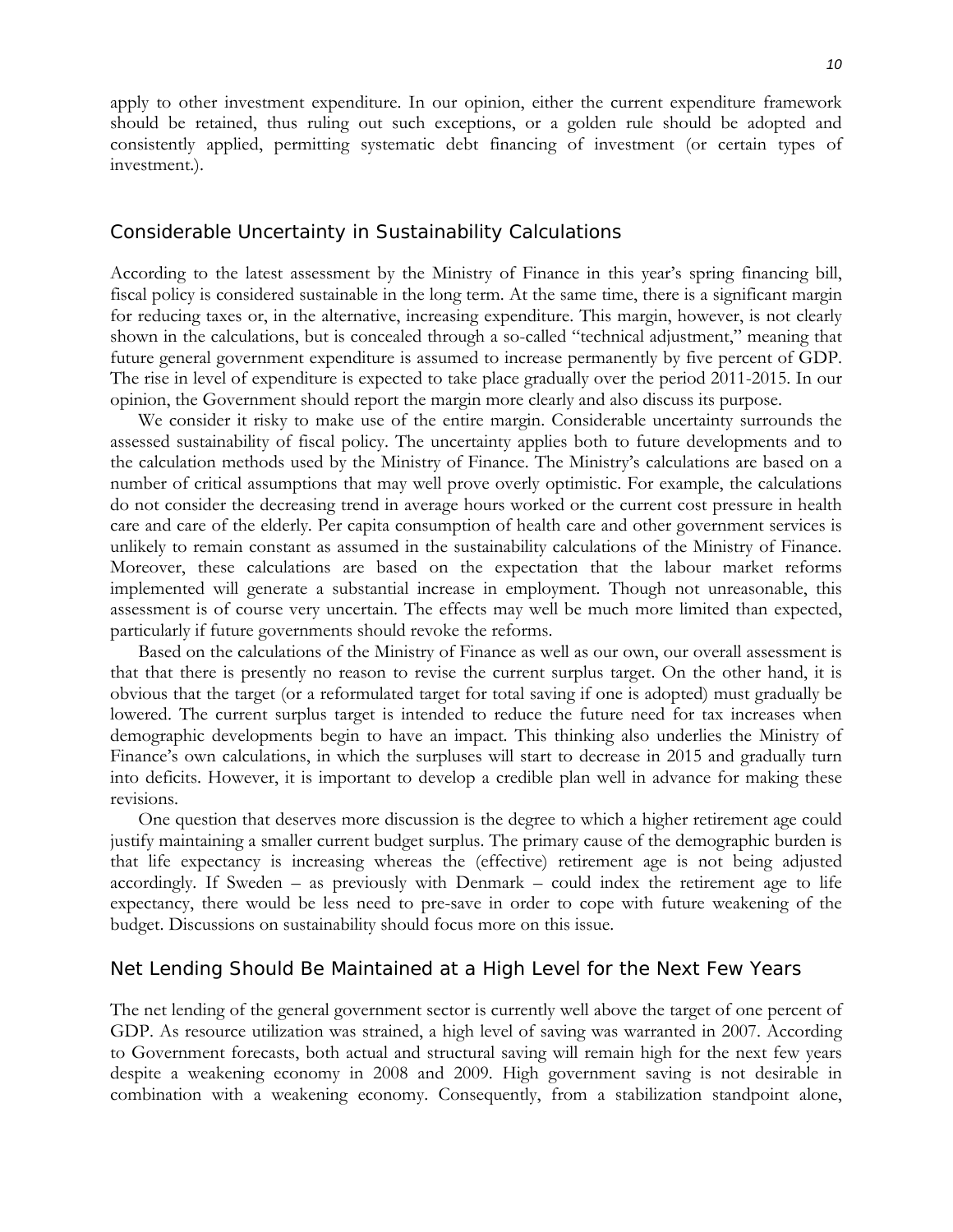apply to other investment expenditure. In our opinion, either the current expenditure framework should be retained, thus ruling out such exceptions, or a golden rule should be adopted and consistently applied, permitting systematic debt financing of investment (or certain types of investment.).

## Considerable Uncertainty in Sustainability Calculations

According to the latest assessment by the Ministry of Finance in this year's spring financing bill, fiscal policy is considered sustainable in the long term. At the same time, there is a significant margin for reducing taxes or, in the alternative, increasing expenditure. This margin, however, is not clearly shown in the calculations, but is concealed through a so-called "technical adjustment," meaning that future general government expenditure is assumed to increase permanently by five percent of GDP. The rise in level of expenditure is expected to take place gradually over the period 2011-2015. In our opinion, the Government should report the margin more clearly and also discuss its purpose.

We consider it risky to make use of the entire margin. Considerable uncertainty surrounds the assessed sustainability of fiscal policy. The uncertainty applies both to future developments and to the calculation methods used by the Ministry of Finance. The Ministry's calculations are based on a number of critical assumptions that may well prove overly optimistic. For example, the calculations do not consider the decreasing trend in average hours worked or the current cost pressure in health care and care of the elderly. Per capita consumption of health care and other government services is unlikely to remain constant as assumed in the sustainability calculations of the Ministry of Finance. Moreover, these calculations are based on the expectation that the labour market reforms implemented will generate a substantial increase in employment. Though not unreasonable, this assessment is of course very uncertain. The effects may well be much more limited than expected, particularly if future governments should revoke the reforms.

Based on the calculations of the Ministry of Finance as well as our own, our overall assessment is that that there is presently no reason to revise the current surplus target. On the other hand, it is obvious that the target (or a reformulated target for total saving if one is adopted) must gradually be lowered. The current surplus target is intended to reduce the future need for tax increases when demographic developments begin to have an impact. This thinking also underlies the Ministry of Finance's own calculations, in which the surpluses will start to decrease in 2015 and gradually turn into deficits. However, it is important to develop a credible plan well in advance for making these revisions.

One question that deserves more discussion is the degree to which a higher retirement age could justify maintaining a smaller current budget surplus. The primary cause of the demographic burden is that life expectancy is increasing whereas the (effective) retirement age is not being adjusted accordingly. If Sweden – as previously with Denmark – could index the retirement age to life expectancy, there would be less need to pre-save in order to cope with future weakening of the budget. Discussions on sustainability should focus more on this issue.

## Net Lending Should Be Maintained at a High Level for the Next Few Years

The net lending of the general government sector is currently well above the target of one percent of GDP. As resource utilization was strained, a high level of saving was warranted in 2007. According to Government forecasts, both actual and structural saving will remain high for the next few years despite a weakening economy in 2008 and 2009. High government saving is not desirable in combination with a weakening economy. Consequently, from a stabilization standpoint alone,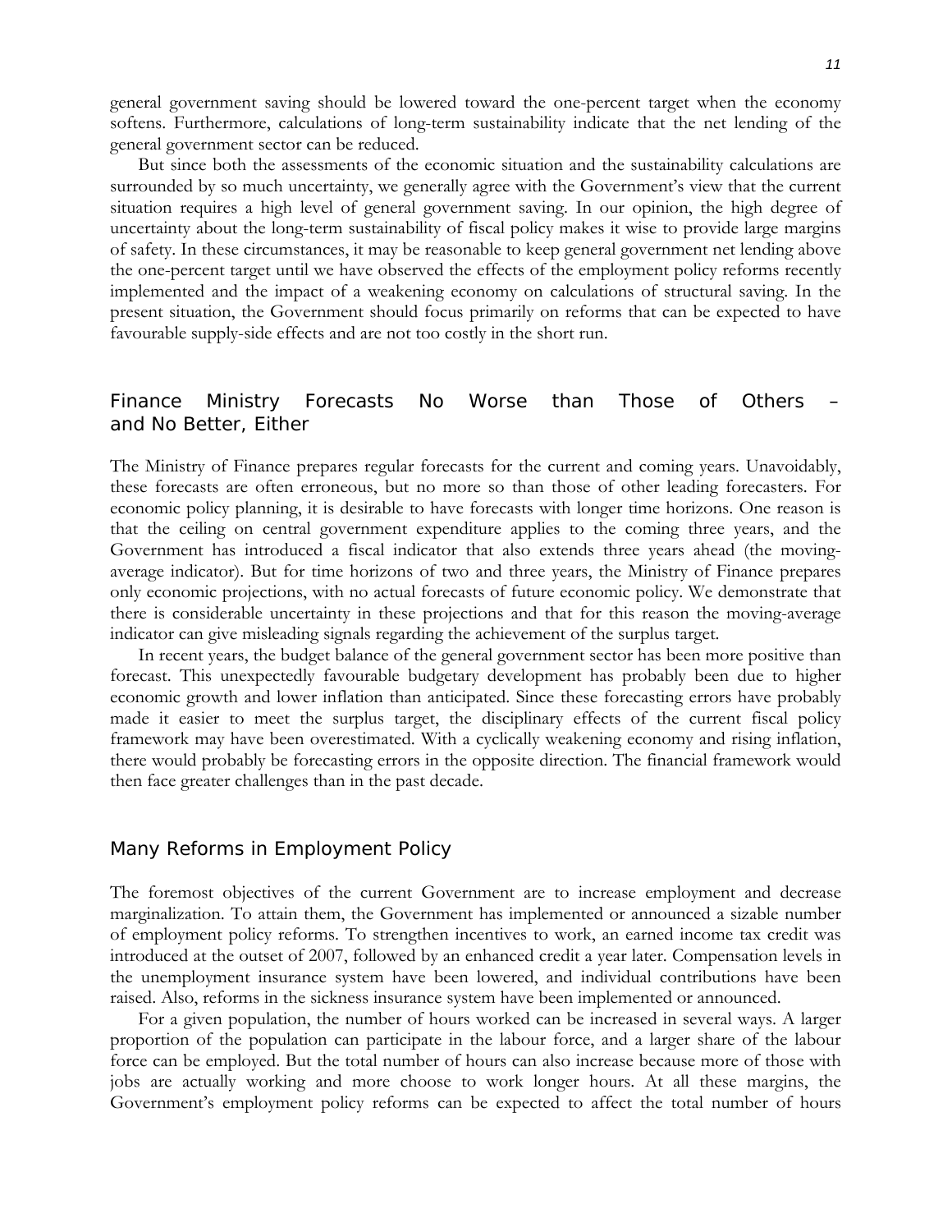general government saving should be lowered toward the one-percent target when the economy softens. Furthermore, calculations of long-term sustainability indicate that the net lending of the general government sector can be reduced.

But since both the assessments of the economic situation and the sustainability calculations are surrounded by so much uncertainty, we generally agree with the Government's view that the current situation requires a high level of general government saving. In our opinion, the high degree of uncertainty about the long-term sustainability of fiscal policy makes it wise to provide large margins of safety. In these circumstances, it may be reasonable to keep general government net lending above the one-percent target until we have observed the effects of the employment policy reforms recently implemented and the impact of a weakening economy on calculations of structural saving. In the present situation, the Government should focus primarily on reforms that can be expected to have favourable supply-side effects and are not too costly in the short run.

## Finance Ministry Forecasts No Worse than Those of Others – and No Better, Either

The Ministry of Finance prepares regular forecasts for the current and coming years. Unavoidably, these forecasts are often erroneous, but no more so than those of other leading forecasters. For economic policy planning, it is desirable to have forecasts with longer time horizons. One reason is that the ceiling on central government expenditure applies to the coming three years, and the Government has introduced a fiscal indicator that also extends three years ahead (the moving-average indicator). But for time horizons of two and three years, the Ministry of Finance prepares only economic projections, with no actual forecasts of future economic policy. We demonstrate that there is considerable uncertainty in these projections and that for this reason the moving-average indicator can give misleading signals regarding the achievement of the surplus target.

In recent years, the budget balance of the general government sector has been more positive than forecast. This unexpectedly favourable budgetary development has probably been due to higher economic growth and lower inflation than anticipated. Since these forecasting errors have probably made it easier to meet the surplus target, the disciplinary effects of the current fiscal policy framework may have been overestimated. With a cyclically weakening economy and rising inflation, there would probably be forecasting errors in the opposite direction. The financial framework would then face greater challenges than in the past decade.

## Many Reforms in Employment Policy

The foremost objectives of the current Government are to increase employment and decrease marginalization. To attain them, the Government has implemented or announced a sizable number of employment policy reforms. To strengthen incentives to work, an earned income tax credit was introduced at the outset of 2007, followed by an enhanced credit a year later. Compensation levels in the unemployment insurance system have been lowered, and individual contributions have been raised. Also, reforms in the sickness insurance system have been implemented or announced.

For a given population, the number of hours worked can be increased in several ways. A larger proportion of the population can participate in the labour force, and a larger share of the labour force can be employed. But the total number of hours can also increase because more of those with jobs are actually working and more choose to work longer hours. At all these margins, the Government's employment policy reforms can be expected to affect the total number of hours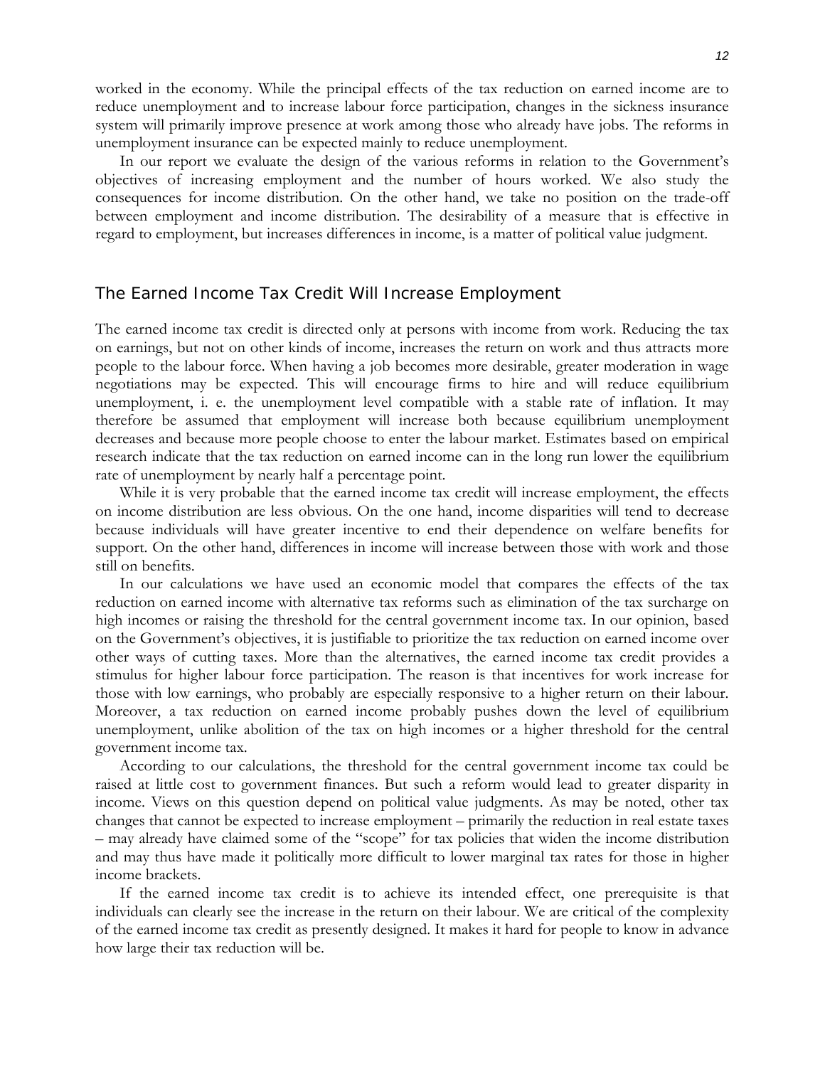worked in the economy. While the principal effects of the tax reduction on earned income are to reduce unemployment and to increase labour force participation, changes in the sickness insurance system will primarily improve presence at work among those who already have jobs. The reforms in unemployment insurance can be expected mainly to reduce unemployment.

In our report we evaluate the design of the various reforms in relation to the Government's objectives of increasing employment and the number of hours worked. We also study the consequences for income distribution. On the other hand, we take no position on the trade-off between employment and income distribution. The desirability of a measure that is effective in regard to employment, but increases differences in income, is a matter of political value judgment.

## The Earned Income Tax Credit Will Increase Employment

The earned income tax credit is directed only at persons with income from work. Reducing the tax on earnings, but not on other kinds of income, increases the return on work and thus attracts more people to the labour force. When having a job becomes more desirable, greater moderation in wage negotiations may be expected. This will encourage firms to hire and will reduce equilibrium unemployment, i. e. the unemployment level compatible with a stable rate of inflation. It may therefore be assumed that employment will increase both because equilibrium unemployment decreases and because more people choose to enter the labour market. Estimates based on empirical research indicate that the tax reduction on earned income can in the long run lower the equilibrium rate of unemployment by nearly half a percentage point.

While it is very probable that the earned income tax credit will increase employment, the effects on income distribution are less obvious. On the one hand, income disparities will tend to decrease because individuals will have greater incentive to end their dependence on welfare benefits for support. On the other hand, differences in income will increase between those with work and those still on benefits.

In our calculations we have used an economic model that compares the effects of the tax reduction on earned income with alternative tax reforms such as elimination of the tax surcharge on high incomes or raising the threshold for the central government income tax. In our opinion, based on the Government's objectives, it is justifiable to prioritize the tax reduction on earned income over other ways of cutting taxes. More than the alternatives, the earned income tax credit provides a stimulus for higher labour force participation. The reason is that incentives for work increase for those with low earnings, who probably are especially responsive to a higher return on their labour. Moreover, a tax reduction on earned income probably pushes down the level of equilibrium unemployment, unlike abolition of the tax on high incomes or a higher threshold for the central government income tax.

According to our calculations, the threshold for the central government income tax could be raised at little cost to government finances. But such a reform would lead to greater disparity in income. Views on this question depend on political value judgments. As may be noted, other tax changes that cannot be expected to increase employment – primarily the reduction in real estate taxes – may already have claimed some of the "scope" for tax policies that widen the income distribution and may thus have made it politically more difficult to lower marginal tax rates for those in higher income brackets.

If the earned income tax credit is to achieve its intended effect, one prerequisite is that individuals can clearly see the increase in the return on their labour. We are critical of the complexity of the earned income tax credit as presently designed. It makes it hard for people to know in advance how large their tax reduction will be.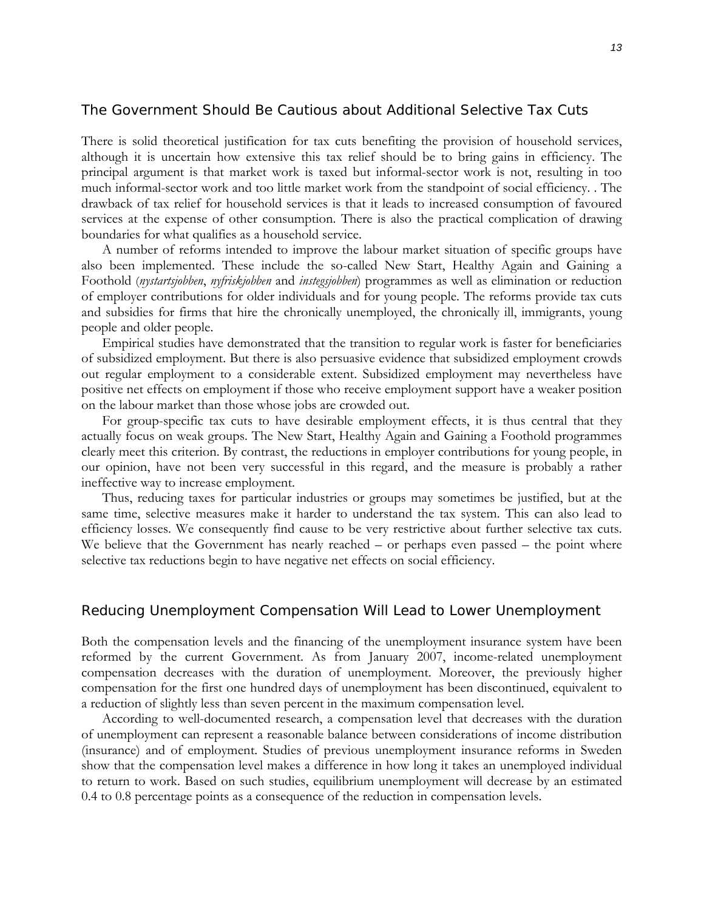## The Government Should Be Cautious about Additional Selective Tax Cuts

There is solid theoretical justification for tax cuts benefiting the provision of household services, although it is uncertain how extensive this tax relief should be to bring gains in efficiency. The principal argument is that market work is taxed but informal-sector work is not, resulting in too much informal-sector work and too little market work from the standpoint of social efficiency. . The drawback of tax relief for household services is that it leads to increased consumption of favoured services at the expense of other consumption. There is also the practical complication of drawing boundaries for what qualifies as a household service.

A number of reforms intended to improve the labour market situation of specific groups have also been implemented. These include the so-called New Start, Healthy Again and Gaining a Foothold (*nystartsjobben*, *nyfriskjobben* and *instegsjobben*) programmes as well as elimination or reduction of employer contributions for older individuals and for young people. The reforms provide tax cuts and subsidies for firms that hire the chronically unemployed, the chronically ill, immigrants, young people and older people.

Empirical studies have demonstrated that the transition to regular work is faster for beneficiaries of subsidized employment. But there is also persuasive evidence that subsidized employment crowds out regular employment to a considerable extent. Subsidized employment may nevertheless have positive net effects on employment if those who receive employment support have a weaker position on the labour market than those whose jobs are crowded out.

For group-specific tax cuts to have desirable employment effects, it is thus central that they actually focus on weak groups. The New Start, Healthy Again and Gaining a Foothold programmes clearly meet this criterion. By contrast, the reductions in employer contributions for young people, in our opinion, have not been very successful in this regard, and the measure is probably a rather ineffective way to increase employment.

Thus, reducing taxes for particular industries or groups may sometimes be justified, but at the same time, selective measures make it harder to understand the tax system. This can also lead to efficiency losses. We consequently find cause to be very restrictive about further selective tax cuts. We believe that the Government has nearly reached – or perhaps even passed – the point where selective tax reductions begin to have negative net effects on social efficiency.

## Reducing Unemployment Compensation Will Lead to Lower Unemployment

Both the compensation levels and the financing of the unemployment insurance system have been reformed by the current Government. As from January 2007, income-related unemployment compensation decreases with the duration of unemployment. Moreover, the previously higher compensation for the first one hundred days of unemployment has been discontinued, equivalent to a reduction of slightly less than seven percent in the maximum compensation level.

According to well-documented research, a compensation level that decreases with the duration of unemployment can represent a reasonable balance between considerations of income distribution (insurance) and of employment. Studies of previous unemployment insurance reforms in Sweden show that the compensation level makes a difference in how long it takes an unemployed individual to return to work. Based on such studies, equilibrium unemployment will decrease by an estimated 0.4 to 0.8 percentage points as a consequence of the reduction in compensation levels.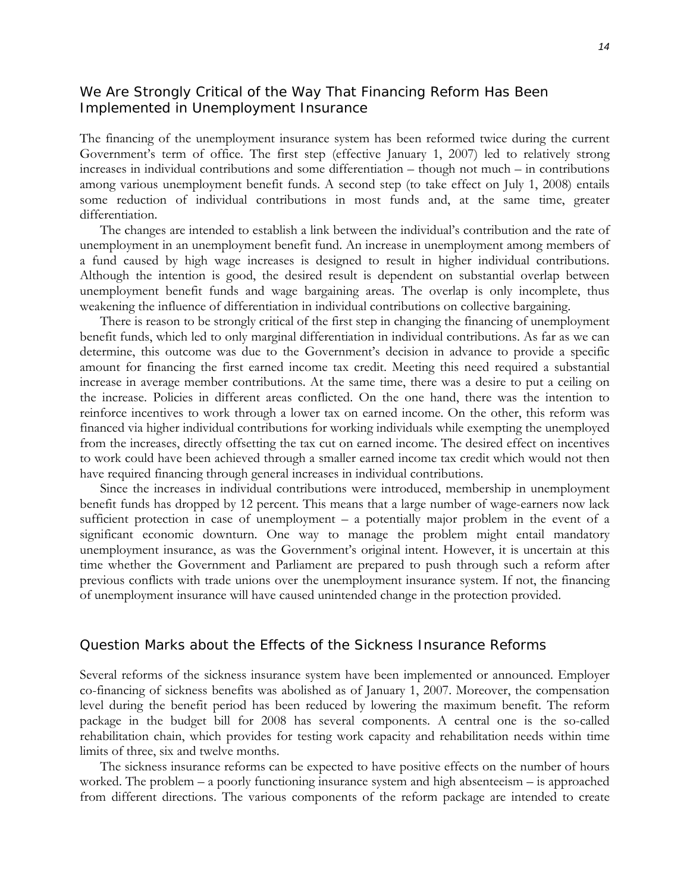## We Are Strongly Critical of the Way That Financing Reform Has Been Implemented in Unemployment Insurance

The financing of the unemployment insurance system has been reformed twice during the current Government's term of office. The first step (effective January 1, 2007) led to relatively strong increases in individual contributions and some differentiation – though not much – in contributions among various unemployment benefit funds. A second step (to take effect on July 1, 2008) entails some reduction of individual contributions in most funds and, at the same time, greater differentiation.

The changes are intended to establish a link between the individual's contribution and the rate of unemployment in an unemployment benefit fund. An increase in unemployment among members of a fund caused by high wage increases is designed to result in higher individual contributions. Although the intention is good, the desired result is dependent on substantial overlap between unemployment benefit funds and wage bargaining areas. The overlap is only incomplete, thus weakening the influence of differentiation in individual contributions on collective bargaining.

There is reason to be strongly critical of the first step in changing the financing of unemployment benefit funds, which led to only marginal differentiation in individual contributions. As far as we can determine, this outcome was due to the Government's decision in advance to provide a specific amount for financing the first earned income tax credit. Meeting this need required a substantial increase in average member contributions. At the same time, there was a desire to put a ceiling on the increase. Policies in different areas conflicted. On the one hand, there was the intention to reinforce incentives to work through a lower tax on earned income. On the other, this reform was financed via higher individual contributions for working individuals while exempting the unemployed from the increases, directly offsetting the tax cut on earned income. The desired effect on incentives to work could have been achieved through a smaller earned income tax credit which would not then have required financing through general increases in individual contributions.

Since the increases in individual contributions were introduced, membership in unemployment benefit funds has dropped by 12 percent. This means that a large number of wage-earners now lack sufficient protection in case of unemployment – a potentially major problem in the event of a significant economic downturn. One way to manage the problem might entail mandatory unemployment insurance, as was the Government's original intent. However, it is uncertain at this time whether the Government and Parliament are prepared to push through such a reform after previous conflicts with trade unions over the unemployment insurance system. If not, the financing of unemployment insurance will have caused unintended change in the protection provided.

## Question Marks about the Effects of the Sickness Insurance Reforms

Several reforms of the sickness insurance system have been implemented or announced. Employer co-financing of sickness benefits was abolished as of January 1, 2007. Moreover, the compensation level during the benefit period has been reduced by lowering the maximum benefit. The reform package in the budget bill for 2008 has several components. A central one is the so-called rehabilitation chain, which provides for testing work capacity and rehabilitation needs within time limits of three, six and twelve months.

The sickness insurance reforms can be expected to have positive effects on the number of hours worked. The problem – a poorly functioning insurance system and high absenteeism – is approached from different directions. The various components of the reform package are intended to create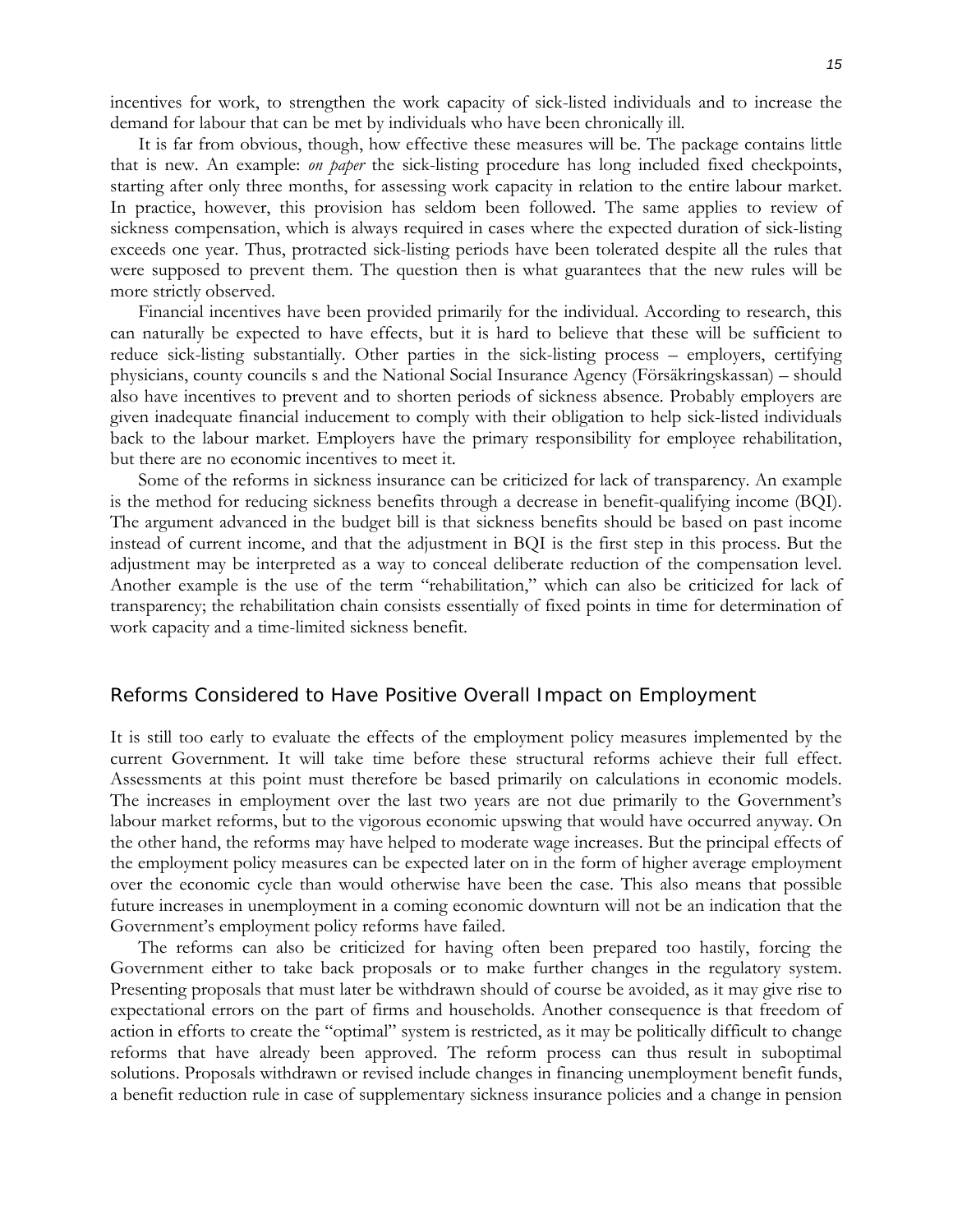incentives for work, to strengthen the work capacity of sick-listed individuals and to increase the demand for labour that can be met by individuals who have been chronically ill.

It is far from obvious, though, how effective these measures will be. The package contains little that is new. An example: *on paper* the sick-listing procedure has long included fixed checkpoints, starting after only three months, for assessing work capacity in relation to the entire labour market. In practice, however, this provision has seldom been followed. The same applies to review of sickness compensation, which is always required in cases where the expected duration of sick-listing exceeds one year. Thus, protracted sick-listing periods have been tolerated despite all the rules that were supposed to prevent them. The question then is what guarantees that the new rules will be more strictly observed.

Financial incentives have been provided primarily for the individual. According to research, this can naturally be expected to have effects, but it is hard to believe that these will be sufficient to reduce sick-listing substantially. Other parties in the sick-listing process – employers, certifying physicians, county councils s and the National Social Insurance Agency (Försäkringskassan) – should also have incentives to prevent and to shorten periods of sickness absence. Probably employers are given inadequate financial inducement to comply with their obligation to help sick-listed individuals back to the labour market. Employers have the primary responsibility for employee rehabilitation, but there are no economic incentives to meet it.

Some of the reforms in sickness insurance can be criticized for lack of transparency. An example is the method for reducing sickness benefits through a decrease in benefit-qualifying income (BQI). The argument advanced in the budget bill is that sickness benefits should be based on past income instead of current income, and that the adjustment in BQI is the first step in this process. But the adjustment may be interpreted as a way to conceal deliberate reduction of the compensation level. Another example is the use of the term "rehabilitation," which can also be criticized for lack of transparency; the rehabilitation chain consists essentially of fixed points in time for determination of work capacity and a time-limited sickness benefit.

## Reforms Considered to Have Positive Overall Impact on Employment

It is still too early to evaluate the effects of the employment policy measures implemented by the current Government. It will take time before these structural reforms achieve their full effect. Assessments at this point must therefore be based primarily on calculations in economic models. The increases in employment over the last two years are not due primarily to the Government's labour market reforms, but to the vigorous economic upswing that would have occurred anyway. On the other hand, the reforms may have helped to moderate wage increases. But the principal effects of the employment policy measures can be expected later on in the form of higher average employment over the economic cycle than would otherwise have been the case. This also means that possible future increases in unemployment in a coming economic downturn will not be an indication that the Government's employment policy reforms have failed.

The reforms can also be criticized for having often been prepared too hastily, forcing the Government either to take back proposals or to make further changes in the regulatory system. Presenting proposals that must later be withdrawn should of course be avoided, as it may give rise to expectational errors on the part of firms and households. Another consequence is that freedom of action in efforts to create the "optimal" system is restricted, as it may be politically difficult to change reforms that have already been approved. The reform process can thus result in suboptimal solutions. Proposals withdrawn or revised include changes in financing unemployment benefit funds, a benefit reduction rule in case of supplementary sickness insurance policies and a change in pension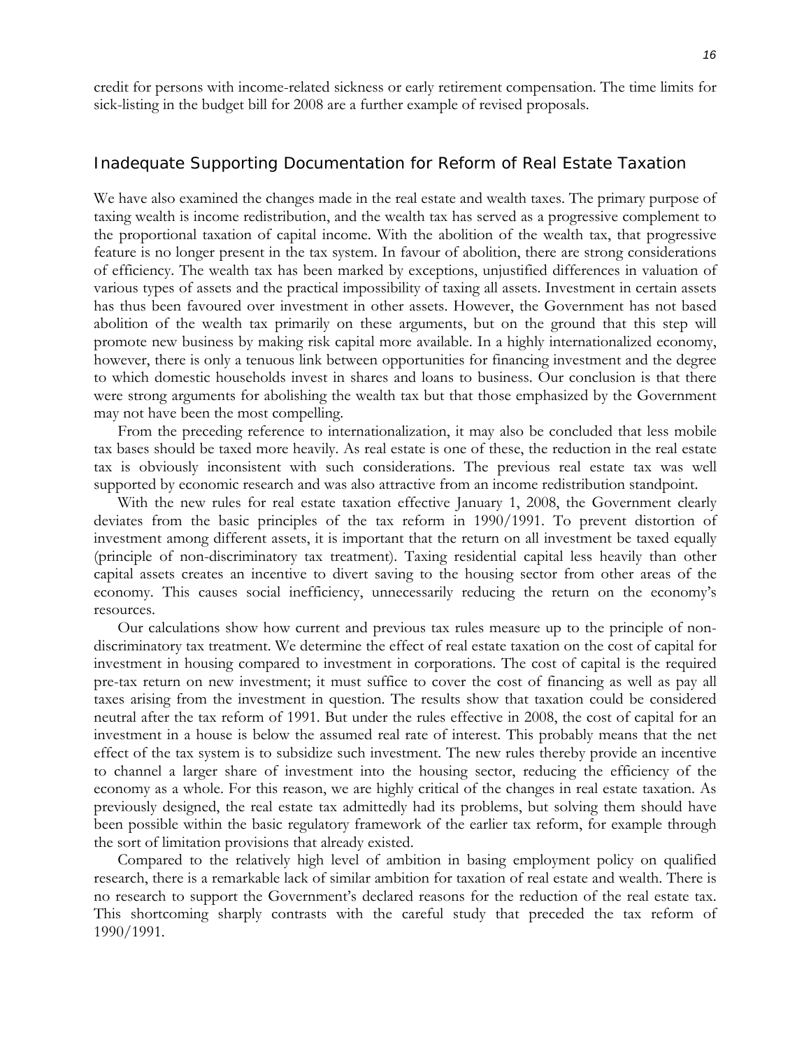credit for persons with income-related sickness or early retirement compensation. The time limits for sick-listing in the budget bill for 2008 are a further example of revised proposals.

## Inadequate Supporting Documentation for Reform of Real Estate Taxation

We have also examined the changes made in the real estate and wealth taxes. The primary purpose of taxing wealth is income redistribution, and the wealth tax has served as a progressive complement to the proportional taxation of capital income. With the abolition of the wealth tax, that progressive feature is no longer present in the tax system. In favour of abolition, there are strong considerations of efficiency. The wealth tax has been marked by exceptions, unjustified differences in valuation of various types of assets and the practical impossibility of taxing all assets. Investment in certain assets has thus been favoured over investment in other assets. However, the Government has not based abolition of the wealth tax primarily on these arguments, but on the ground that this step will promote new business by making risk capital more available. In a highly internationalized economy, however, there is only a tenuous link between opportunities for financing investment and the degree to which domestic households invest in shares and loans to business. Our conclusion is that there were strong arguments for abolishing the wealth tax but that those emphasized by the Government may not have been the most compelling.

From the preceding reference to internationalization, it may also be concluded that less mobile tax bases should be taxed more heavily. As real estate is one of these, the reduction in the real estate tax is obviously inconsistent with such considerations. The previous real estate tax was well supported by economic research and was also attractive from an income redistribution standpoint.

With the new rules for real estate taxation effective January 1, 2008, the Government clearly deviates from the basic principles of the tax reform in 1990/1991. To prevent distortion of investment among different assets, it is important that the return on all investment be taxed equally (principle of non-discriminatory tax treatment). Taxing residential capital less heavily than other capital assets creates an incentive to divert saving to the housing sector from other areas of the economy. This causes social inefficiency, unnecessarily reducing the return on the economy's resources.

Our calculations show how current and previous tax rules measure up to the principle of non-discriminatory tax treatment. We determine the effect of real estate taxation on the cost of capital for investment in housing compared to investment in corporations. The cost of capital is the required pre-tax return on new investment; it must suffice to cover the cost of financing as well as pay all taxes arising from the investment in question. The results show that taxation could be considered neutral after the tax reform of 1991. But under the rules effective in 2008, the cost of capital for an investment in a house is below the assumed real rate of interest. This probably means that the net effect of the tax system is to subsidize such investment. The new rules thereby provide an incentive to channel a larger share of investment into the housing sector, reducing the efficiency of the economy as a whole. For this reason, we are highly critical of the changes in real estate taxation. As previously designed, the real estate tax admittedly had its problems, but solving them should have been possible within the basic regulatory framework of the earlier tax reform, for example through the sort of limitation provisions that already existed.

Compared to the relatively high level of ambition in basing employment policy on qualified research, there is a remarkable lack of similar ambition for taxation of real estate and wealth. There is no research to support the Government's declared reasons for the reduction of the real estate tax. This shortcoming sharply contrasts with the careful study that preceded the tax reform of 1990/1991.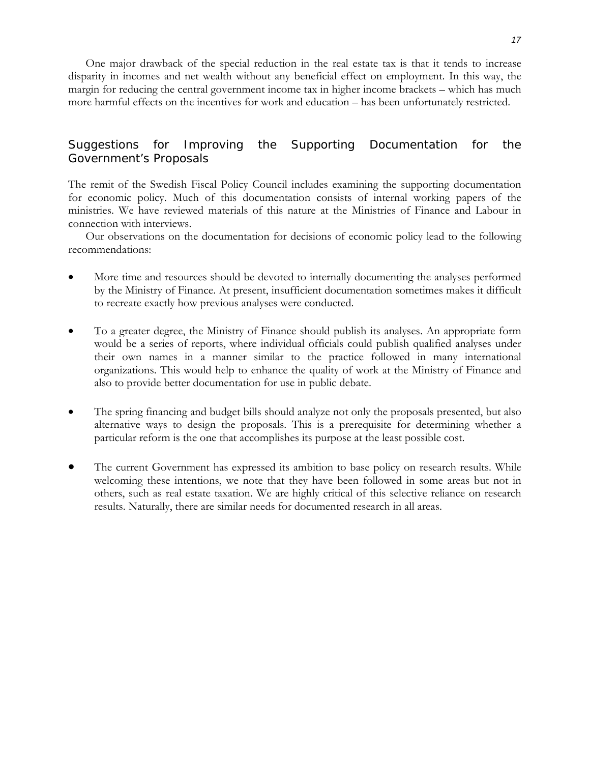One major drawback of the special reduction in the real estate tax is that it tends to increase disparity in incomes and net wealth without any beneficial effect on employment. In this way, the margin for reducing the central government income tax in higher income brackets – which has much more harmful effects on the incentives for work and education – has been unfortunately restricted.

## Suggestions for Improving the Supporting Documentation for the Government's Proposals

The remit of the Swedish Fiscal Policy Council includes examining the supporting documentation for economic policy. Much of this documentation consists of internal working papers of the ministries. We have reviewed materials of this nature at the Ministries of Finance and Labour in connection with interviews.

Our observations on the documentation for decisions of economic policy lead to the following recommendations:

- More time and resources should be devoted to internally documenting the analyses performed by the Ministry of Finance. At present, insufficient documentation sometimes makes it difficult to recreate exactly how previous analyses were conducted.

- To a greater degree, the Ministry of Finance should publish its analyses. An appropriate form would be a series of reports, where individual officials could publish qualified analyses under their own names in a manner similar to the practice followed in many international organizations. This would help to enhance the quality of work at the Ministry of Finance and also to provide better documentation for use in public debate.

- The spring financing and budget bills should analyze not only the proposals presented, but also alternative ways to design the proposals. This is a prerequisite for determining whether a particular reform is the one that accomplishes its purpose at the least possible cost.

- The current Government has expressed its ambition to base policy on research results. While welcoming these intentions, we note that they have been followed in some areas but not in others, such as real estate taxation. We are highly critical of this selective reliance on research results. Naturally, there are similar needs for documented research in all areas.